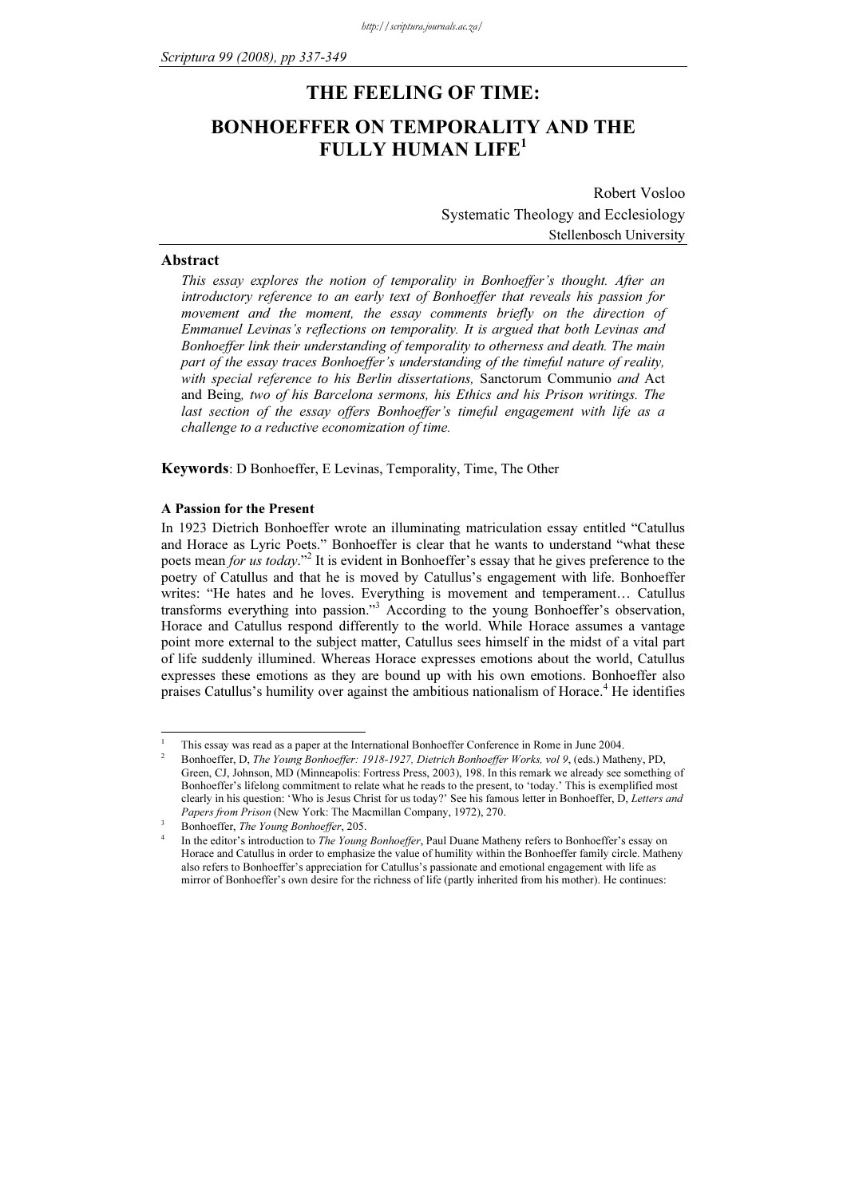# THE FEELING OF TIME:

# BONHOEFFER ON TEMPORALITY AND THE FULLY HUMAN LIFE[1]

Robert Vosloo
Systematic Theology and Ecclesiology
Stellenbosch University

## Abstract

*This essay explores the notion of temporality in Bonhoeffer's thought. After an introductory reference to an early text of Bonhoeffer that reveals his passion for movement and the moment, the essay comments briefly on the direction of Emmanuel Levinas's reflections on temporality. It is argued that both Levinas and Bonhoeffer link their understanding of temporality to otherness and death. The main part of the essay traces Bonhoeffer's understanding of the timeful nature of reality, with special reference to his Berlin dissertations,* Sanctorum Communio *and* Act and Being*, two of his Barcelona sermons, his Ethics and his Prison writings. The last section of the essay offers Bonhoeffer's timeful engagement with life as a challenge to a reductive economization of time.*

**Keywords**: D Bonhoeffer, E Levinas, Temporality, Time, The Other

### A Passion for the Present

In 1923 Dietrich Bonhoeffer wrote an illuminating matriculation essay entitled "Catullus and Horace as Lyric Poets." Bonhoeffer is clear that he wants to understand "what these poets mean *for us today*."[2] It is evident in Bonhoeffer's essay that he gives preference to the poetry of Catullus and that he is moved by Catullus's engagement with life. Bonhoeffer writes: "He hates and he loves. Everything is movement and temperament… Catullus transforms everything into passion."[3] According to the young Bonhoeffer's observation, Horace and Catullus respond differently to the world. While Horace assumes a vantage point more external to the subject matter, Catullus sees himself in the midst of a vital part of life suddenly illumined. Whereas Horace expresses emotions about the world, Catullus expresses these emotions as they are bound up with his own emotions. Bonhoeffer also praises Catullus's humility over against the ambitious nationalism of Horace.[4] He identifies

---

[1] This essay was read as a paper at the International Bonhoeffer Conference in Rome in June 2004.

[2] Bonhoeffer, D, *The Young Bonhoeffer: 1918-1927, Dietrich Bonhoeffer Works, vol 9*, (eds.) Matheny, PD, Green, CJ, Johnson, MD (Minneapolis: Fortress Press, 2003), 198. In this remark we already see something of Bonhoeffer's lifelong commitment to relate what he reads to the present, to 'today.' This is exemplified most clearly in his question: 'Who is Jesus Christ for us today?' See his famous letter in Bonhoeffer, D, *Letters and Papers from Prison* (New York: The Macmillan Company, 1972), 270.

[3] Bonhoeffer, *The Young Bonhoeffer*, 205.

[4] In the editor's introduction to *The Young Bonhoeffer*, Paul Duane Matheny refers to Bonhoeffer's essay on Horace and Catullus in order to emphasize the value of humility within the Bonhoeffer family circle. Matheny also refers to Bonhoeffer's appreciation for Catullus's passionate and emotional engagement with life as mirror of Bonhoeffer's own desire for the richness of life (partly inherited from his mother). He continues: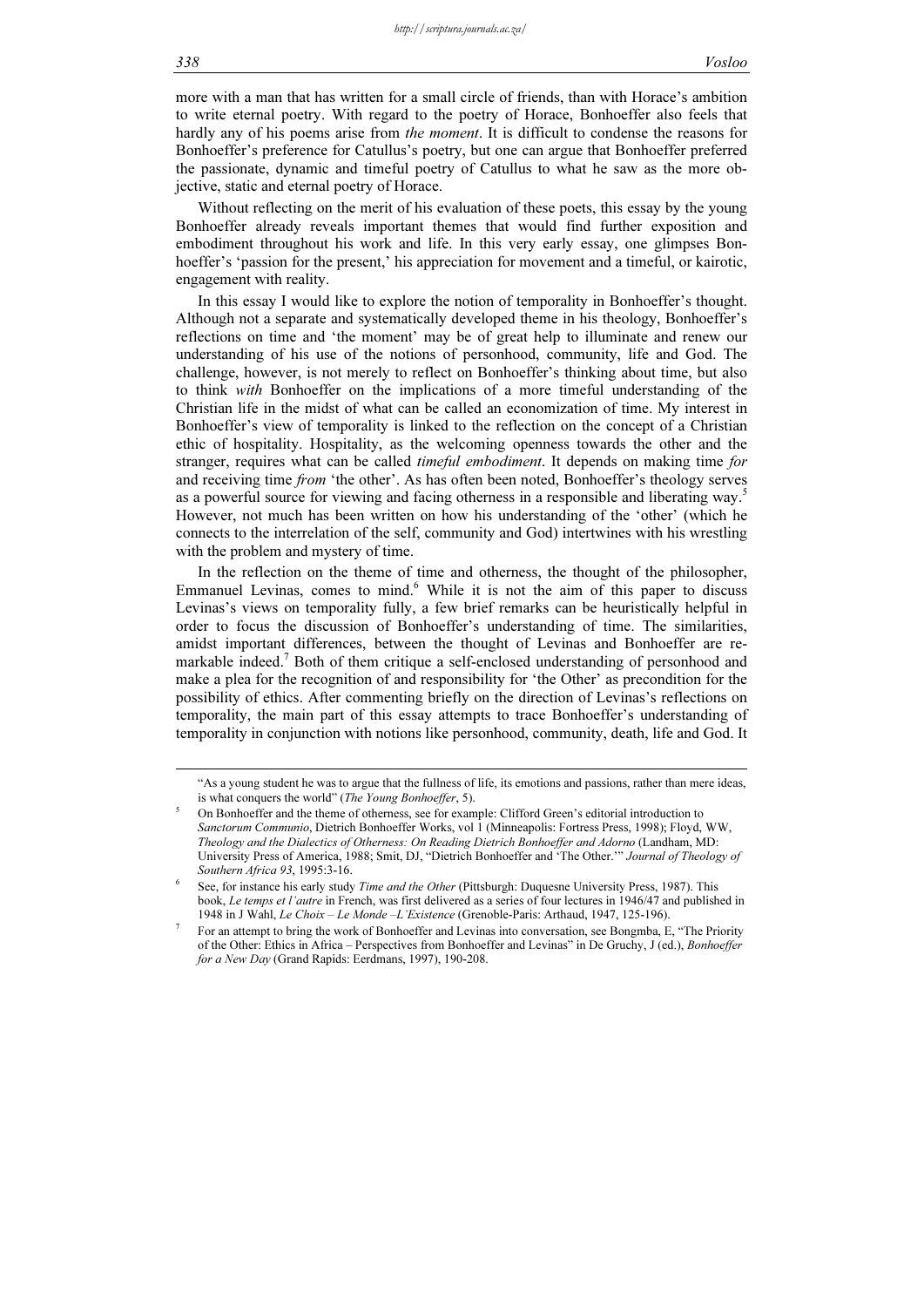more with a man that has written for a small circle of friends, than with Horace's ambition to write eternal poetry. With regard to the poetry of Horace, Bonhoeffer also feels that hardly any of his poems arise from *the moment*. It is difficult to condense the reasons for Bonhoeffer's preference for Catullus's poetry, but one can argue that Bonhoeffer preferred the passionate, dynamic and timeful poetry of Catullus to what he saw as the more objective, static and eternal poetry of Horace.

Without reflecting on the merit of his evaluation of these poets, this essay by the young Bonhoeffer already reveals important themes that would find further exposition and embodiment throughout his work and life. In this very early essay, one glimpses Bonhoeffer's 'passion for the present,' his appreciation for movement and a timeful, or kairotic, engagement with reality.

In this essay I would like to explore the notion of temporality in Bonhoeffer's thought. Although not a separate and systematically developed theme in his theology, Bonhoeffer's reflections on time and 'the moment' may be of great help to illuminate and renew our understanding of his use of the notions of personhood, community, life and God. The challenge, however, is not merely to reflect on Bonhoeffer's thinking about time, but also to think *with* Bonhoeffer on the implications of a more timeful understanding of the Christian life in the midst of what can be called an economization of time. My interest in Bonhoeffer's view of temporality is linked to the reflection on the concept of a Christian ethic of hospitality. Hospitality, as the welcoming openness towards the other and the stranger, requires what can be called *timeful embodiment*. It depends on making time *for* and receiving time *from* 'the other'. As has often been noted, Bonhoeffer's theology serves as a powerful source for viewing and facing otherness in a responsible and liberating way.[5] However, not much has been written on how his understanding of the 'other' (which he connects to the interrelation of the self, community and God) intertwines with his wrestling with the problem and mystery of time.

In the reflection on the theme of time and otherness, the thought of the philosopher, Emmanuel Levinas, comes to mind.[6] While it is not the aim of this paper to discuss Levinas's views on temporality fully, a few brief remarks can be heuristically helpful in order to focus the discussion of Bonhoeffer's understanding of time. The similarities, amidst important differences, between the thought of Levinas and Bonhoeffer are remarkable indeed.[7] Both of them critique a self-enclosed understanding of personhood and make a plea for the recognition of and responsibility for 'the Other' as precondition for the possibility of ethics. After commenting briefly on the direction of Levinas's reflections on temporality, the main part of this essay attempts to trace Bonhoeffer's understanding of temporality in conjunction with notions like personhood, community, death, life and God. It

---

"As a young student he was to argue that the fullness of life, its emotions and passions, rather than mere ideas, is what conquers the world" (*The Young Bonhoeffer*, 5).

[5] On Bonhoeffer and the theme of otherness, see for example: Clifford Green's editorial introduction to *Sanctorum Communio*, Dietrich Bonhoeffer Works, vol 1 (Minneapolis: Fortress Press, 1998); Floyd, WW, *Theology and the Dialectics of Otherness: On Reading Dietrich Bonhoeffer and Adorno* (Landham, MD: University Press of America, 1988; Smit, DJ, "Dietrich Bonhoeffer and 'The Other.'" *Journal of Theology of Southern Africa 93*, 1995:3-16.

[6] See, for instance his early study *Time and the Other* (Pittsburgh: Duquesne University Press, 1987). This book, *Le temps et l'autre* in French, was first delivered as a series of four lectures in 1946/47 and published in 1948 in J Wahl, *Le Choix – Le Monde –L'Existence* (Grenoble-Paris: Arthaud, 1947, 125-196).

[7] For an attempt to bring the work of Bonhoeffer and Levinas into conversation, see Bongmba, E, "The Priority of the Other: Ethics in Africa – Perspectives from Bonhoeffer and Levinas" in De Gruchy, J (ed.), *Bonhoeffer for a New Day* (Grand Rapids: Eerdmans, 1997), 190-208.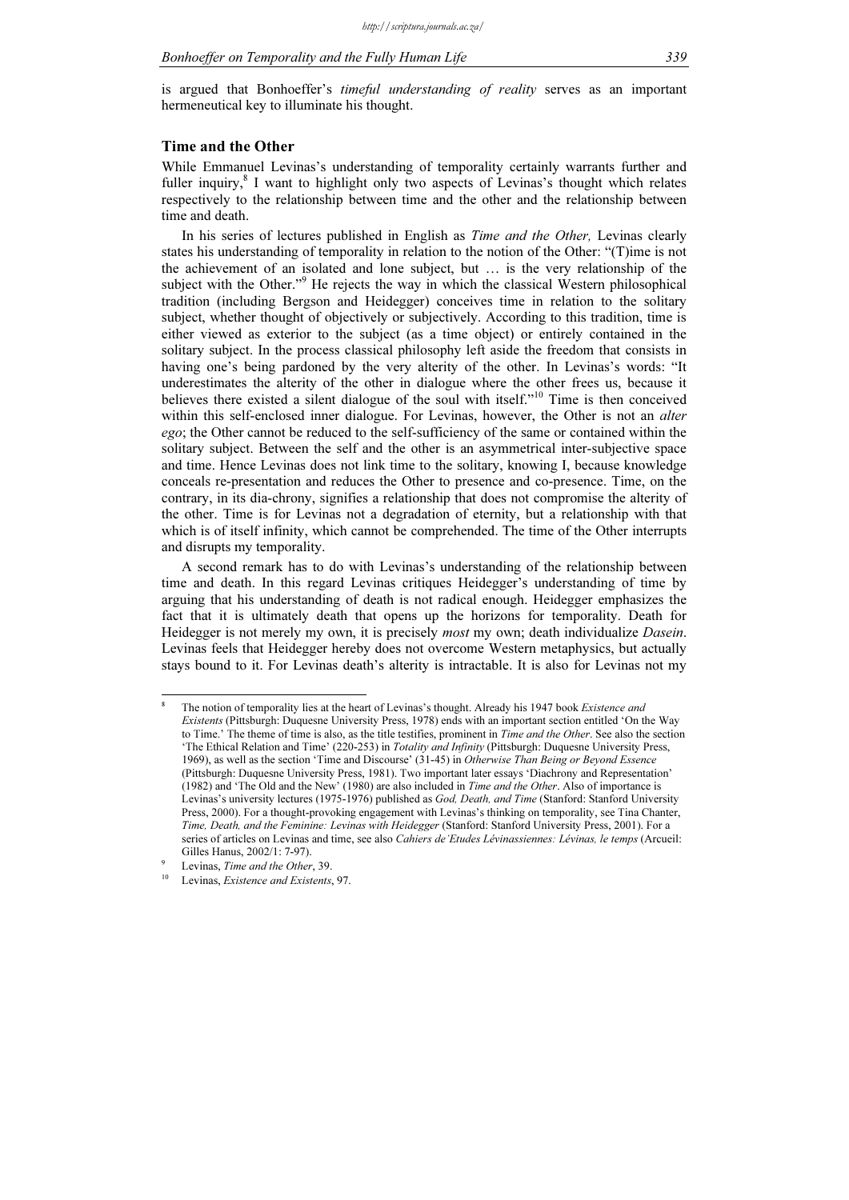is argued that Bonhoeffer's *timeful understanding of reality* serves as an important hermeneutical key to illuminate his thought.

## Time and the Other

While Emmanuel Levinas's understanding of temporality certainly warrants further and fuller inquiry,[8] I want to highlight only two aspects of Levinas's thought which relates respectively to the relationship between time and the other and the relationship between time and death.

In his series of lectures published in English as *Time and the Other,* Levinas clearly states his understanding of temporality in relation to the notion of the Other: "(T)ime is not the achievement of an isolated and lone subject, but … is the very relationship of the subject with the Other."[9] He rejects the way in which the classical Western philosophical tradition (including Bergson and Heidegger) conceives time in relation to the solitary subject, whether thought of objectively or subjectively. According to this tradition, time is either viewed as exterior to the subject (as a time object) or entirely contained in the solitary subject. In the process classical philosophy left aside the freedom that consists in having one's being pardoned by the very alterity of the other. In Levinas's words: "It underestimates the alterity of the other in dialogue where the other frees us, because it believes there existed a silent dialogue of the soul with itself."[10] Time is then conceived within this self-enclosed inner dialogue. For Levinas, however, the Other is not an *alter ego*; the Other cannot be reduced to the self-sufficiency of the same or contained within the solitary subject. Between the self and the other is an asymmetrical inter-subjective space and time. Hence Levinas does not link time to the solitary, knowing I, because knowledge conceals re-presentation and reduces the Other to presence and co-presence. Time, on the contrary, in its dia-chrony, signifies a relationship that does not compromise the alterity of the other. Time is for Levinas not a degradation of eternity, but a relationship with that which is of itself infinity, which cannot be comprehended. The time of the Other interrupts and disrupts my temporality.

A second remark has to do with Levinas's understanding of the relationship between time and death. In this regard Levinas critiques Heidegger's understanding of time by arguing that his understanding of death is not radical enough. Heidegger emphasizes the fact that it is ultimately death that opens up the horizons for temporality. Death for Heidegger is not merely my own, it is precisely *most* my own; death individualize *Dasein*. Levinas feels that Heidegger hereby does not overcome Western metaphysics, but actually stays bound to it. For Levinas death's alterity is intractable. It is also for Levinas not my

---

[8] The notion of temporality lies at the heart of Levinas's thought. Already his 1947 book *Existence and Existents* (Pittsburgh: Duquesne University Press, 1978) ends with an important section entitled 'On the Way to Time.' The theme of time is also, as the title testifies, prominent in *Time and the Other*. See also the section 'The Ethical Relation and Time' (220-253) in *Totality and Infinity* (Pittsburgh: Duquesne University Press, 1969), as well as the section 'Time and Discourse' (31-45) in *Otherwise Than Being or Beyond Essence* (Pittsburgh: Duquesne University Press, 1981). Two important later essays 'Diachrony and Representation' (1982) and 'The Old and the New' (1980) are also included in *Time and the Other*. Also of importance is Levinas's university lectures (1975-1976) published as *God, Death, and Time* (Stanford: Stanford University Press, 2000). For a thought-provoking engagement with Levinas's thinking on temporality, see Tina Chanter, *Time, Death, and the Feminine: Levinas with Heidegger* (Stanford: Stanford University Press, 2001). For a series of articles on Levinas and time, see also *Cahiers de'Etudes Lévinassiennes: Lévinas, le temps* (Arcueil: Gilles Hanus, 2002/1: 7-97).

[9] Levinas, *Time and the Other*, 39.

[10] Levinas, *Existence and Existents*, 97.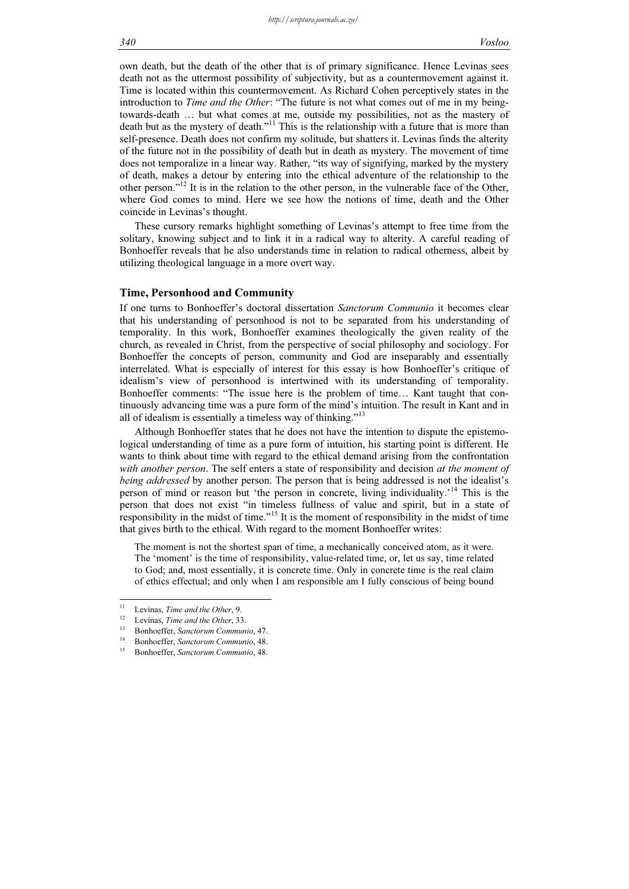own death, but the death of the other that is of primary significance. Hence Levinas sees death not as the uttermost possibility of subjectivity, but as a countermovement against it. Time is located within this countermovement. As Richard Cohen perceptively states in the introduction to *Time and the Other*: "The future is not what comes out of me in my being-towards-death … but what comes at me, outside my possibilities, not as the mastery of death but as the mystery of death."[11] This is the relationship with a future that is more than self-presence. Death does not confirm my solitude, but shatters it. Levinas finds the alterity of the future not in the possibility of death but in death as mystery. The movement of time does not temporalize in a linear way. Rather, "its way of signifying, marked by the mystery of death, makes a detour by entering into the ethical adventure of the relationship to the other person."[12] It is in the relation to the other person, in the vulnerable face of the Other, where God comes to mind. Here we see how the notions of time, death and the Other coincide in Levinas's thought.

These cursory remarks highlight something of Levinas's attempt to free time from the solitary, knowing subject and to link it in a radical way to alterity. A careful reading of Bonhoeffer reveals that he also understands time in relation to radical otherness, albeit by utilizing theological language in a more overt way.

## Time, Personhood and Community

If one turns to Bonhoeffer's doctoral dissertation *Sanctorum Communio* it becomes clear that his understanding of personhood is not to be separated from his understanding of temporality. In this work, Bonhoeffer examines theologically the given reality of the church, as revealed in Christ, from the perspective of social philosophy and sociology. For Bonhoeffer the concepts of person, community and God are inseparably and essentially interrelated. What is especially of interest for this essay is how Bonhoeffer's critique of idealism's view of personhood is intertwined with its understanding of temporality. Bonhoeffer comments: "The issue here is the problem of time… Kant taught that continuously advancing time was a pure form of the mind's intuition. The result in Kant and in all of idealism is essentially a timeless way of thinking."[13]

Although Bonhoeffer states that he does not have the intention to dispute the epistemological understanding of time as a pure form of intuition, his starting point is different. He wants to think about time with regard to the ethical demand arising from the confrontation *with another person*. The self enters a state of responsibility and decision *at the moment of being addressed* by another person. The person that is being addressed is not the idealist's person of mind or reason but 'the person in concrete, living individuality.'[14] This is the person that does not exist "in timeless fullness of value and spirit, but in a state of responsibility in the midst of time."[15] It is the moment of responsibility in the midst of time that gives birth to the ethical. With regard to the moment Bonhoeffer writes:

> The moment is not the shortest span of time, a mechanically conceived atom, as it were. The 'moment' is the time of responsibility, value-related time, or, let us say, time related to God; and, most essentially, it is concrete time. Only in concrete time is the real claim of ethics effectual; and only when I am responsible am I fully conscious of being bound

---

[11] Levinas, *Time and the Other*, 9.

[12] Levinas, *Time and the Other*, 33.

[13] Bonhoeffer, *Sanctorum Communio*, 47.

[14] Bonhoeffer, *Sanctorum Communio*, 48.

[15] Bonhoeffer, *Sanctorum Communio*, 48.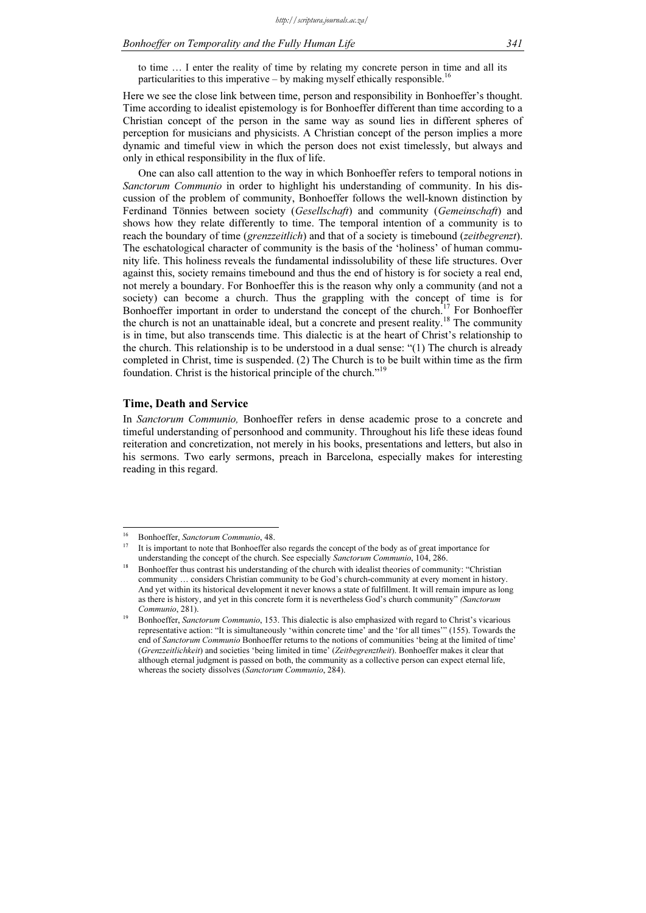to time … I enter the reality of time by relating my concrete person in time and all its particularities to this imperative – by making myself ethically responsible.[16]

Here we see the close link between time, person and responsibility in Bonhoeffer's thought. Time according to idealist epistemology is for Bonhoeffer different than time according to a Christian concept of the person in the same way as sound lies in different spheres of perception for musicians and physicists. A Christian concept of the person implies a more dynamic and timeful view in which the person does not exist timelessly, but always and only in ethical responsibility in the flux of life.

One can also call attention to the way in which Bonhoeffer refers to temporal notions in *Sanctorum Communio* in order to highlight his understanding of community. In his discussion of the problem of community, Bonhoeffer follows the well-known distinction by Ferdinand Tönnies between society (*Gesellschaft*) and community (*Gemeinschaft*) and shows how they relate differently to time. The temporal intention of a community is to reach the boundary of time (*grenzzeitlich*) and that of a society is timebound (*zeitbegrenzt*). The eschatological character of community is the basis of the 'holiness' of human community life. This holiness reveals the fundamental indissolubility of these life structures. Over against this, society remains timebound and thus the end of history is for society a real end, not merely a boundary. For Bonhoeffer this is the reason why only a community (and not a society) can become a church. Thus the grappling with the concept of time is for Bonhoeffer important in order to understand the concept of the church.[17] For Bonhoeffer the church is not an unattainable ideal, but a concrete and present reality.[18] The community is in time, but also transcends time. This dialectic is at the heart of Christ's relationship to the church. This relationship is to be understood in a dual sense: "(1) The church is already completed in Christ, time is suspended. (2) The Church is to be built within time as the firm foundation. Christ is the historical principle of the church."[19]

## Time, Death and Service

In *Sanctorum Communio,* Bonhoeffer refers in dense academic prose to a concrete and timeful understanding of personhood and community. Throughout his life these ideas found reiteration and concretization, not merely in his books, presentations and letters, but also in his sermons. Two early sermons, preach in Barcelona, especially makes for interesting reading in this regard.

---

[16] Bonhoeffer, *Sanctorum Communio*, 48.

[17] It is important to note that Bonhoeffer also regards the concept of the body as of great importance for understanding the concept of the church. See especially *Sanctorum Communio*, 104, 286.

[18] Bonhoeffer thus contrast his understanding of the church with idealist theories of community: "Christian community … considers Christian community to be God's church-community at every moment in history. And yet within its historical development it never knows a state of fulfillment. It will remain impure as long as there is history, and yet in this concrete form it is nevertheless God's church community" *(Sanctorum Communio*, 281).

[19] Bonhoeffer, *Sanctorum Communio*, 153. This dialectic is also emphasized with regard to Christ's vicarious representative action: "It is simultaneously 'within concrete time' and the 'for all times'" (155). Towards the end of *Sanctorum Communio* Bonhoeffer returns to the notions of communities 'being at the limited of time' (*Grenzzeitlichkeit*) and societies 'being limited in time' (*Zeitbegrenztheit*). Bonhoeffer makes it clear that although eternal judgment is passed on both, the community as a collective person can expect eternal life, whereas the society dissolves (*Sanctorum Communio*, 284).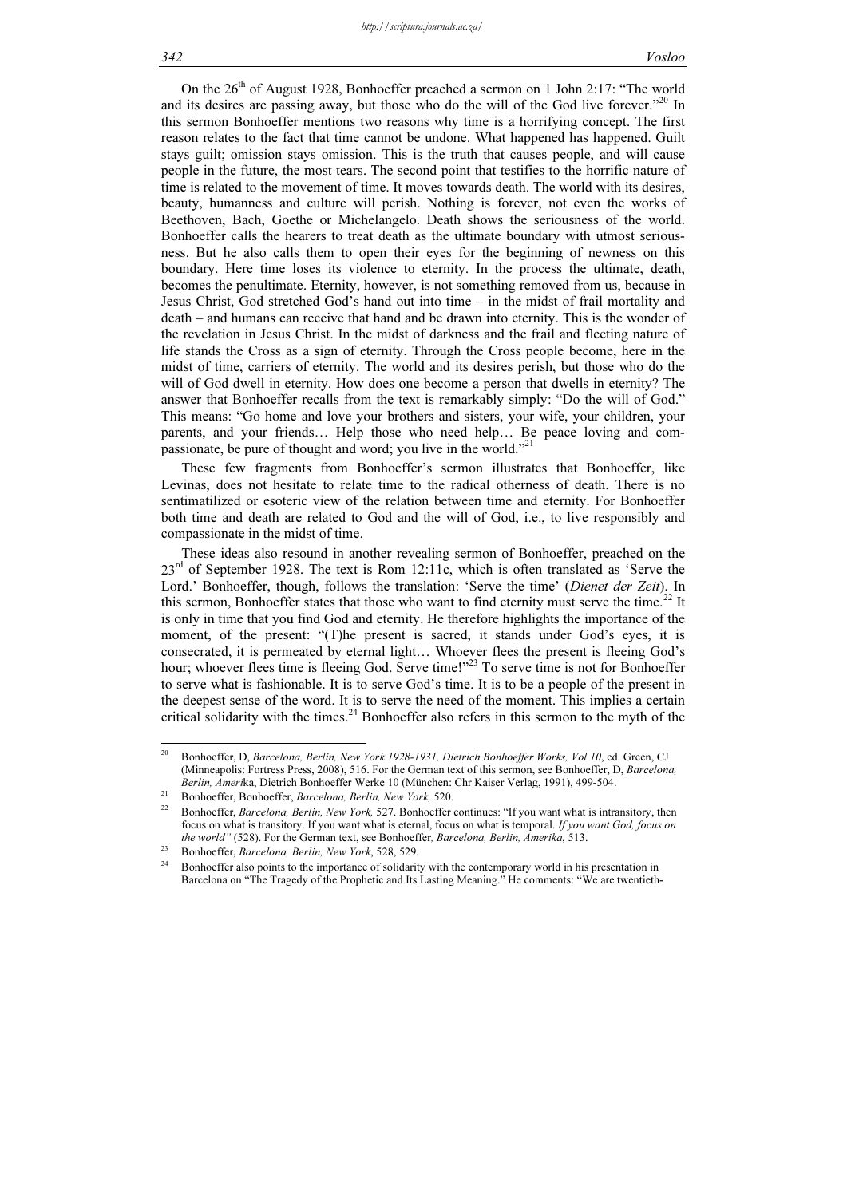On the 26th of August 1928, Bonhoeffer preached a sermon on 1 John 2:17: "The world and its desires are passing away, but those who do the will of the God live forever."[20] In this sermon Bonhoeffer mentions two reasons why time is a horrifying concept. The first reason relates to the fact that time cannot be undone. What happened has happened. Guilt stays guilt; omission stays omission. This is the truth that causes people, and will cause people in the future, the most tears. The second point that testifies to the horrific nature of time is related to the movement of time. It moves towards death. The world with its desires, beauty, humanness and culture will perish. Nothing is forever, not even the works of Beethoven, Bach, Goethe or Michelangelo. Death shows the seriousness of the world. Bonhoeffer calls the hearers to treat death as the ultimate boundary with utmost seriousness. But he also calls them to open their eyes for the beginning of newness on this boundary. Here time loses its violence to eternity. In the process the ultimate, death, becomes the penultimate. Eternity, however, is not something removed from us, because in Jesus Christ, God stretched God's hand out into time – in the midst of frail mortality and death – and humans can receive that hand and be drawn into eternity. This is the wonder of the revelation in Jesus Christ. In the midst of darkness and the frail and fleeting nature of life stands the Cross as a sign of eternity. Through the Cross people become, here in the midst of time, carriers of eternity. The world and its desires perish, but those who do the will of God dwell in eternity. How does one become a person that dwells in eternity? The answer that Bonhoeffer recalls from the text is remarkably simply: "Do the will of God." This means: "Go home and love your brothers and sisters, your wife, your children, your parents, and your friends… Help those who need help… Be peace loving and compassionate, be pure of thought and word; you live in the world."[21]

These few fragments from Bonhoeffer's sermon illustrates that Bonhoeffer, like Levinas, does not hesitate to relate time to the radical otherness of death. There is no sentimatilized or esoteric view of the relation between time and eternity. For Bonhoeffer both time and death are related to God and the will of God, i.e., to live responsibly and compassionate in the midst of time.

These ideas also resound in another revealing sermon of Bonhoeffer, preached on the 23rd of September 1928. The text is Rom 12:11c, which is often translated as 'Serve the Lord.' Bonhoeffer, though, follows the translation: 'Serve the time' (*Dienet der Zeit*). In this sermon, Bonhoeffer states that those who want to find eternity must serve the time.[22] It is only in time that you find God and eternity. He therefore highlights the importance of the moment, of the present: "(T)he present is sacred, it stands under God's eyes, it is consecrated, it is permeated by eternal light… Whoever flees the present is fleeing God's hour; whoever flees time is fleeing God. Serve time!"[23] To serve time is not for Bonhoeffer to serve what is fashionable. It is to serve God's time. It is to be a people of the present in the deepest sense of the word. It is to serve the need of the moment. This implies a certain critical solidarity with the times.[24] Bonhoeffer also refers in this sermon to the myth of the

---

[20] Bonhoeffer, D, *Barcelona, Berlin, New York 1928-1931, Dietrich Bonhoeffer Works, Vol 10*, ed. Green, CJ (Minneapolis: Fortress Press, 2008), 516. For the German text of this sermon, see Bonhoeffer, D, *Barcelona, Berlin, Amerik*a, Dietrich Bonhoeffer Werke 10 (München: Chr Kaiser Verlag, 1991), 499-504.

[21] Bonhoeffer, Bonhoeffer, *Barcelona, Berlin, New York,* 520.

[22] Bonhoeffer, *Barcelona, Berlin, New York,* 527. Bonhoeffer continues: "If you want what is intransitory, then focus on what is transitory. If you want what is eternal, focus on what is temporal. *If you want God, focus on the world"* (528). For the German text, see Bonhoeffer*, Barcelona, Berlin, Amerika*, 513.

[23] Bonhoeffer, *Barcelona, Berlin, New York*, 528, 529.

[24] Bonhoeffer also points to the importance of solidarity with the contemporary world in his presentation in Barcelona on "The Tragedy of the Prophetic and Its Lasting Meaning." He comments: "We are twentieth-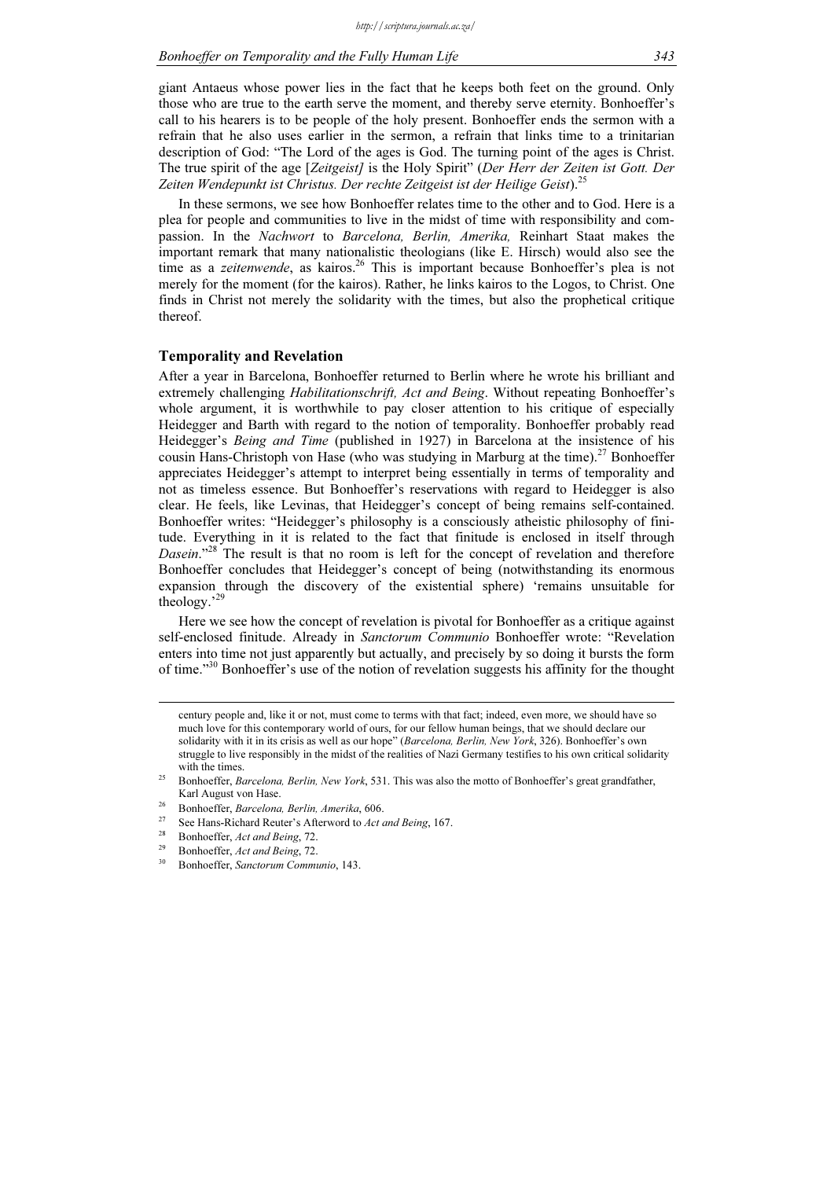giant Antaeus whose power lies in the fact that he keeps both feet on the ground. Only those who are true to the earth serve the moment, and thereby serve eternity. Bonhoeffer's call to his hearers is to be people of the holy present. Bonhoeffer ends the sermon with a refrain that he also uses earlier in the sermon, a refrain that links time to a trinitarian description of God: "The Lord of the ages is God. The turning point of the ages is Christ. The true spirit of the age [*Zeitgeist]* is the Holy Spirit" (*Der Herr der Zeiten ist Gott. Der Zeiten Wendepunkt ist Christus. Der rechte Zeitgeist ist der Heilige Geist*).[25]

In these sermons, we see how Bonhoeffer relates time to the other and to God. Here is a plea for people and communities to live in the midst of time with responsibility and compassion. In the *Nachwort* to *Barcelona, Berlin, Amerika,* Reinhart Staat makes the important remark that many nationalistic theologians (like E. Hirsch) would also see the time as a *zeitenwende*, as kairos.[26] This is important because Bonhoeffer's plea is not merely for the moment (for the kairos). Rather, he links kairos to the Logos, to Christ. One finds in Christ not merely the solidarity with the times, but also the prophetical critique thereof.

## Temporality and Revelation

After a year in Barcelona, Bonhoeffer returned to Berlin where he wrote his brilliant and extremely challenging *Habilitationschrift, Act and Being*. Without repeating Bonhoeffer's whole argument, it is worthwhile to pay closer attention to his critique of especially Heidegger and Barth with regard to the notion of temporality. Bonhoeffer probably read Heidegger's *Being and Time* (published in 1927) in Barcelona at the insistence of his cousin Hans-Christoph von Hase (who was studying in Marburg at the time).[27] Bonhoeffer appreciates Heidegger's attempt to interpret being essentially in terms of temporality and not as timeless essence. But Bonhoeffer's reservations with regard to Heidegger is also clear. He feels, like Levinas, that Heidegger's concept of being remains self-contained. Bonhoeffer writes: "Heidegger's philosophy is a consciously atheistic philosophy of finitude. Everything in it is related to the fact that finitude is enclosed in itself through *Dasein*."[28] The result is that no room is left for the concept of revelation and therefore Bonhoeffer concludes that Heidegger's concept of being (notwithstanding its enormous expansion through the discovery of the existential sphere) 'remains unsuitable for theology.'[29]

Here we see how the concept of revelation is pivotal for Bonhoeffer as a critique against self-enclosed finitude. Already in *Sanctorum Communio* Bonhoeffer wrote: "Revelation enters into time not just apparently but actually, and precisely by so doing it bursts the form of time."[30] Bonhoeffer's use of the notion of revelation suggests his affinity for the thought

---

century people and, like it or not, must come to terms with that fact; indeed, even more, we should have so much love for this contemporary world of ours, for our fellow human beings, that we should declare our solidarity with it in its crisis as well as our hope" (*Barcelona, Berlin, New York*, 326). Bonhoeffer's own struggle to live responsibly in the midst of the realities of Nazi Germany testifies to his own critical solidarity with the times.

[25] Bonhoeffer, *Barcelona, Berlin, New York*, 531. This was also the motto of Bonhoeffer's great grandfather, Karl August von Hase.

[26] Bonhoeffer, *Barcelona, Berlin, Amerika*, 606.

[27] See Hans-Richard Reuter's Afterword to *Act and Being*, 167.

[28] Bonhoeffer, *Act and Being*, 72.

[29] Bonhoeffer, *Act and Being*, 72.

[30] Bonhoeffer, *Sanctorum Communio*, 143.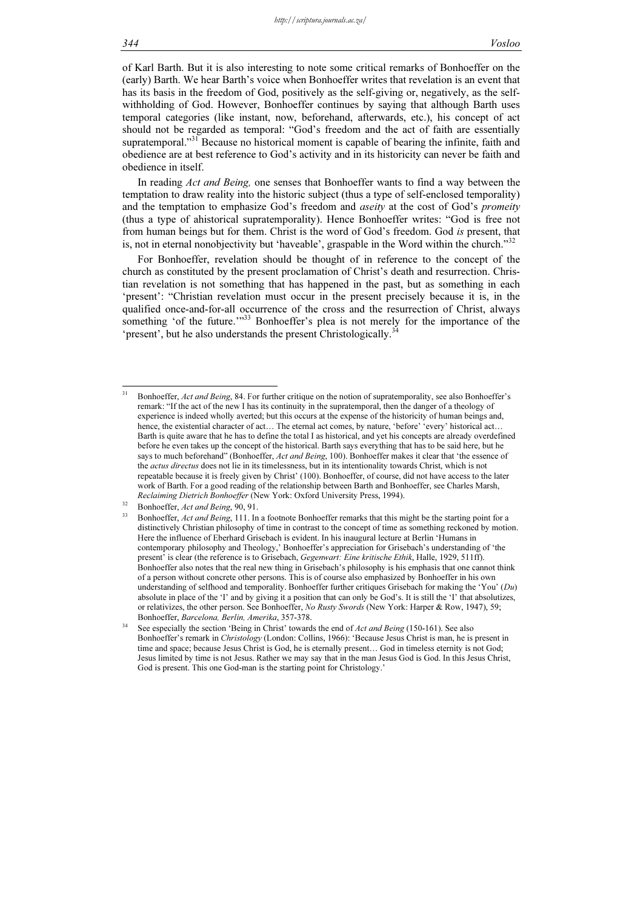of Karl Barth. But it is also interesting to note some critical remarks of Bonhoeffer on the (early) Barth. We hear Barth's voice when Bonhoeffer writes that revelation is an event that has its basis in the freedom of God, positively as the self-giving or, negatively, as the self-withholding of God. However, Bonhoeffer continues by saying that although Barth uses temporal categories (like instant, now, beforehand, afterwards, etc.), his concept of act should not be regarded as temporal: "God's freedom and the act of faith are essentially supratemporal."[31] Because no historical moment is capable of bearing the infinite, faith and obedience are at best reference to God's activity and in its historicity can never be faith and obedience in itself.

In reading *Act and Being,* one senses that Bonhoeffer wants to find a way between the temptation to draw reality into the historic subject (thus a type of self-enclosed temporality) and the temptation to emphasize God's freedom and *aseity* at the cost of God's *promeity* (thus a type of ahistorical supratemporality). Hence Bonhoeffer writes: "God is free not from human beings but for them. Christ is the word of God's freedom. God *is* present, that is, not in eternal nonobjectivity but 'haveable', graspable in the Word within the church."[32]

For Bonhoeffer, revelation should be thought of in reference to the concept of the church as constituted by the present proclamation of Christ's death and resurrection. Christian revelation is not something that has happened in the past, but as something in each 'present': "Christian revelation must occur in the present precisely because it is, in the qualified once-and-for-all occurrence of the cross and the resurrection of Christ, always something 'of the future.'"[33] Bonhoeffer's plea is not merely for the importance of the 'present', but he also understands the present Christologically.[34]

---

[31] Bonhoeffer, *Act and Being*, 84. For further critique on the notion of supratemporality, see also Bonhoeffer's remark: "If the act of the new I has its continuity in the supratemporal, then the danger of a theology of experience is indeed wholly averted; but this occurs at the expense of the historicity of human beings and, hence, the existential character of act… The eternal act comes, by nature, 'before' 'every' historical act… Barth is quite aware that he has to define the total I as historical, and yet his concepts are already overdefined before he even takes up the concept of the historical. Barth says everything that has to be said here, but he says to much beforehand" (Bonhoeffer, *Act and Being*, 100). Bonhoeffer makes it clear that 'the essence of the *actus directus* does not lie in its timelessness, but in its intentionality towards Christ, which is not repeatable because it is freely given by Christ' (100). Bonhoeffer, of course, did not have access to the later work of Barth. For a good reading of the relationship between Barth and Bonhoeffer, see Charles Marsh, *Reclaiming Dietrich Bonhoeffer* (New York: Oxford University Press, 1994).

[32] Bonhoeffer, *Act and Being*, 90, 91.

[33] Bonhoeffer, *Act and Being*, 111. In a footnote Bonhoeffer remarks that this might be the starting point for a distinctively Christian philosophy of time in contrast to the concept of time as something reckoned by motion. Here the influence of Eberhard Grisebach is evident. In his inaugural lecture at Berlin 'Humans in contemporary philosophy and Theology,' Bonhoeffer's appreciation for Grisebach's understanding of 'the present' is clear (the reference is to Grisebach, *Gegenwart: Eine kritische Ethik*, Halle, 1929, 511ff). Bonhoeffer also notes that the real new thing in Grisebach's philosophy is his emphasis that one cannot think of a person without concrete other persons. This is of course also emphasized by Bonhoeffer in his own understanding of selfhood and temporality. Bonhoeffer further critiques Grisebach for making the 'You' (*Du*) absolute in place of the 'I' and by giving it a position that can only be God's. It is still the 'I' that absolutizes, or relativizes, the other person. See Bonhoeffer, *No Rusty Swords* (New York: Harper & Row, 1947), 59; Bonhoeffer, *Barcelona, Berlin, Amerika*, 357-378.

[34] See especially the section 'Being in Christ' towards the end of *Act and Being* (150-161). See also Bonhoeffer's remark in *Christology* (London: Collins, 1966): 'Because Jesus Christ is man, he is present in time and space; because Jesus Christ is God, he is eternally present… God in timeless eternity is not God; Jesus limited by time is not Jesus. Rather we may say that in the man Jesus God is God. In this Jesus Christ, God is present. This one God-man is the starting point for Christology.'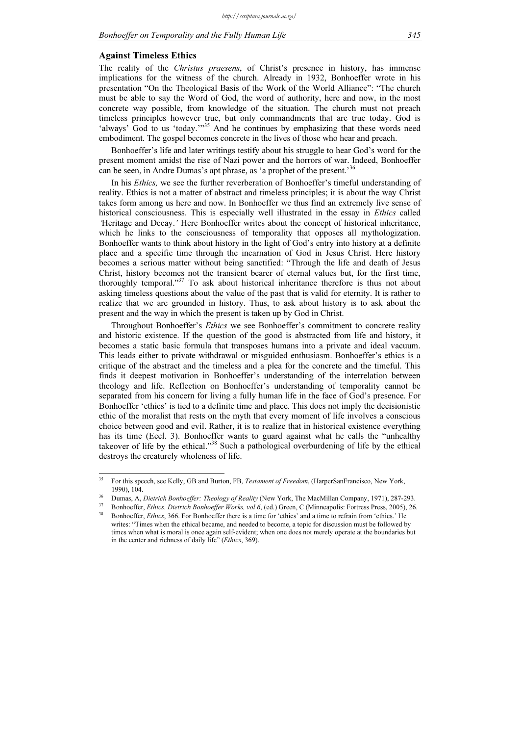## Against Timeless Ethics

The reality of the *Christus praesens*, of Christ's presence in history, has immense implications for the witness of the church. Already in 1932, Bonhoeffer wrote in his presentation "On the Theological Basis of the Work of the World Alliance": "The church must be able to say the Word of God, the word of authority, here and now, in the most concrete way possible, from knowledge of the situation. The church must not preach timeless principles however true, but only commandments that are true today. God is 'always' God to us 'today.'"[35] And he continues by emphasizing that these words need embodiment. The gospel becomes concrete in the lives of those who hear and preach.

Bonhoeffer's life and later writings testify about his struggle to hear God's word for the present moment amidst the rise of Nazi power and the horrors of war. Indeed, Bonhoeffer can be seen, in Andre Dumas's apt phrase, as 'a prophet of the present.'[36]

In his *Ethics,* we see the further reverberation of Bonhoeffer's timeful understanding of reality. Ethics is not a matter of abstract and timeless principles; it is about the way Christ takes form among us here and now. In Bonhoeffer we thus find an extremely live sense of historical consciousness. This is especially well illustrated in the essay in *Ethics* called 'Heritage and Decay.' Here Bonhoeffer writes about the concept of historical inheritance, which he links to the consciousness of temporality that opposes all mythologization. Bonhoeffer wants to think about history in the light of God's entry into history at a definite place and a specific time through the incarnation of God in Jesus Christ. Here history becomes a serious matter without being sanctified: "Through the life and death of Jesus Christ, history becomes not the transient bearer of eternal values but, for the first time, thoroughly temporal."[37] To ask about historical inheritance therefore is thus not about asking timeless questions about the value of the past that is valid for eternity. It is rather to realize that we are grounded in history. Thus, to ask about history is to ask about the present and the way in which the present is taken up by God in Christ.

Throughout Bonhoeffer's *Ethics* we see Bonhoeffer's commitment to concrete reality and historic existence. If the question of the good is abstracted from life and history, it becomes a static basic formula that transposes humans into a private and ideal vacuum. This leads either to private withdrawal or misguided enthusiasm. Bonhoeffer's ethics is a critique of the abstract and the timeless and a plea for the concrete and the timeful. This finds it deepest motivation in Bonhoeffer's understanding of the interrelation between theology and life. Reflection on Bonhoeffer's understanding of temporality cannot be separated from his concern for living a fully human life in the face of God's presence. For Bonhoeffer 'ethics' is tied to a definite time and place. This does not imply the decisionistic ethic of the moralist that rests on the myth that every moment of life involves a conscious choice between good and evil. Rather, it is to realize that in historical existence everything has its time (Eccl. 3). Bonhoeffer wants to guard against what he calls the "unhealthy takeover of life by the ethical."[38] Such a pathological overburdening of life by the ethical destroys the creaturely wholeness of life.

---

[35] For this speech, see Kelly, GB and Burton, FB, *Testament of Freedom*, (HarperSanFrancisco, New York, 1990), 104.

[36] Dumas, A, *Dietrich Bonhoeffer: Theology of Reality* (New York, The MacMillan Company, 1971), 287-293.

[37] Bonhoeffer, *Ethics. Dietrich Bonhoeffer Works, vol 6*, (ed.) Green, C (Minneapolis: Fortress Press, 2005), 26.

[38] Bonhoeffer, *Ethics*, 366. For Bonhoeffer there is a time for 'ethics' and a time to refrain from 'ethics.' He writes: "Times when the ethical became, and needed to become, a topic for discussion must be followed by times when what is moral is once again self-evident; when one does not merely operate at the boundaries but in the center and richness of daily life" (*Ethics*, 369).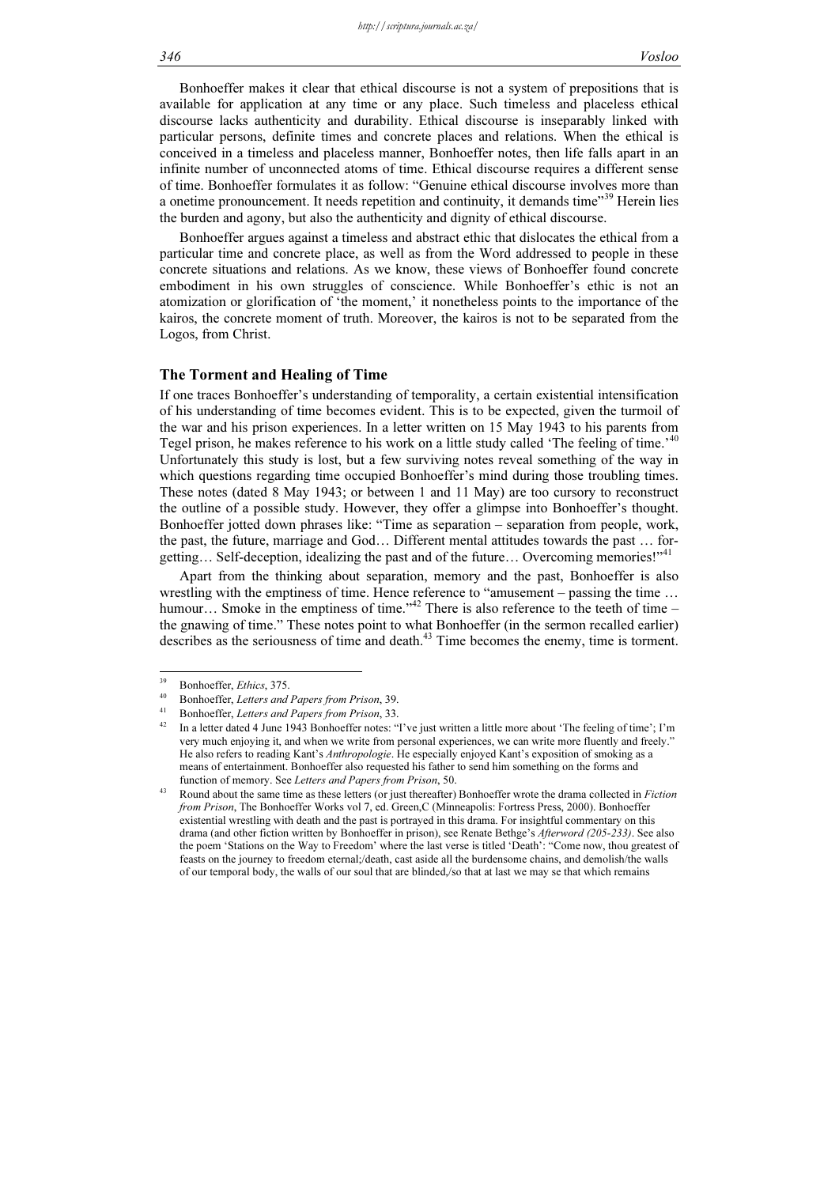Bonhoeffer makes it clear that ethical discourse is not a system of prepositions that is available for application at any time or any place. Such timeless and placeless ethical discourse lacks authenticity and durability. Ethical discourse is inseparably linked with particular persons, definite times and concrete places and relations. When the ethical is conceived in a timeless and placeless manner, Bonhoeffer notes, then life falls apart in an infinite number of unconnected atoms of time. Ethical discourse requires a different sense of time. Bonhoeffer formulates it as follow: "Genuine ethical discourse involves more than a onetime pronouncement. It needs repetition and continuity, it demands time"[39] Herein lies the burden and agony, but also the authenticity and dignity of ethical discourse.

Bonhoeffer argues against a timeless and abstract ethic that dislocates the ethical from a particular time and concrete place, as well as from the Word addressed to people in these concrete situations and relations. As we know, these views of Bonhoeffer found concrete embodiment in his own struggles of conscience. While Bonhoeffer's ethic is not an atomization or glorification of 'the moment,' it nonetheless points to the importance of the kairos, the concrete moment of truth. Moreover, the kairos is not to be separated from the Logos, from Christ.

## The Torment and Healing of Time

If one traces Bonhoeffer's understanding of temporality, a certain existential intensification of his understanding of time becomes evident. This is to be expected, given the turmoil of the war and his prison experiences. In a letter written on 15 May 1943 to his parents from Tegel prison, he makes reference to his work on a little study called 'The feeling of time.'[40] Unfortunately this study is lost, but a few surviving notes reveal something of the way in which questions regarding time occupied Bonhoeffer's mind during those troubling times. These notes (dated 8 May 1943; or between 1 and 11 May) are too cursory to reconstruct the outline of a possible study. However, they offer a glimpse into Bonhoeffer's thought. Bonhoeffer jotted down phrases like: "Time as separation – separation from people, work, the past, the future, marriage and God… Different mental attitudes towards the past … forgetting… Self-deception, idealizing the past and of the future… Overcoming memories!"[41]

Apart from the thinking about separation, memory and the past, Bonhoeffer is also wrestling with the emptiness of time. Hence reference to "amusement – passing the time … humour… Smoke in the emptiness of time."[42] There is also reference to the teeth of time – the gnawing of time." These notes point to what Bonhoeffer (in the sermon recalled earlier) describes as the seriousness of time and death.[43] Time becomes the enemy, time is torment.

---

[39] Bonhoeffer, *Ethics*, 375.

[40] Bonhoeffer, *Letters and Papers from Prison*, 39.

[41] Bonhoeffer, *Letters and Papers from Prison*, 33.

[42] In a letter dated 4 June 1943 Bonhoeffer notes: "I've just written a little more about 'The feeling of time'; I'm very much enjoying it, and when we write from personal experiences, we can write more fluently and freely." He also refers to reading Kant's *Anthropologie*. He especially enjoyed Kant's exposition of smoking as a means of entertainment. Bonhoeffer also requested his father to send him something on the forms and function of memory. See *Letters and Papers from Prison*, 50.

[43] Round about the same time as these letters (or just thereafter) Bonhoeffer wrote the drama collected in *Fiction from Prison*, The Bonhoeffer Works vol 7, ed. Green,C (Minneapolis: Fortress Press, 2000). Bonhoeffer existential wrestling with death and the past is portrayed in this drama. For insightful commentary on this drama (and other fiction written by Bonhoeffer in prison), see Renate Bethge's *Afterword (205-233)*. See also the poem 'Stations on the Way to Freedom' where the last verse is titled 'Death': "Come now, thou greatest of feasts on the journey to freedom eternal;/death, cast aside all the burdensome chains, and demolish/the walls of our temporal body, the walls of our soul that are blinded,/so that at last we may se that which remains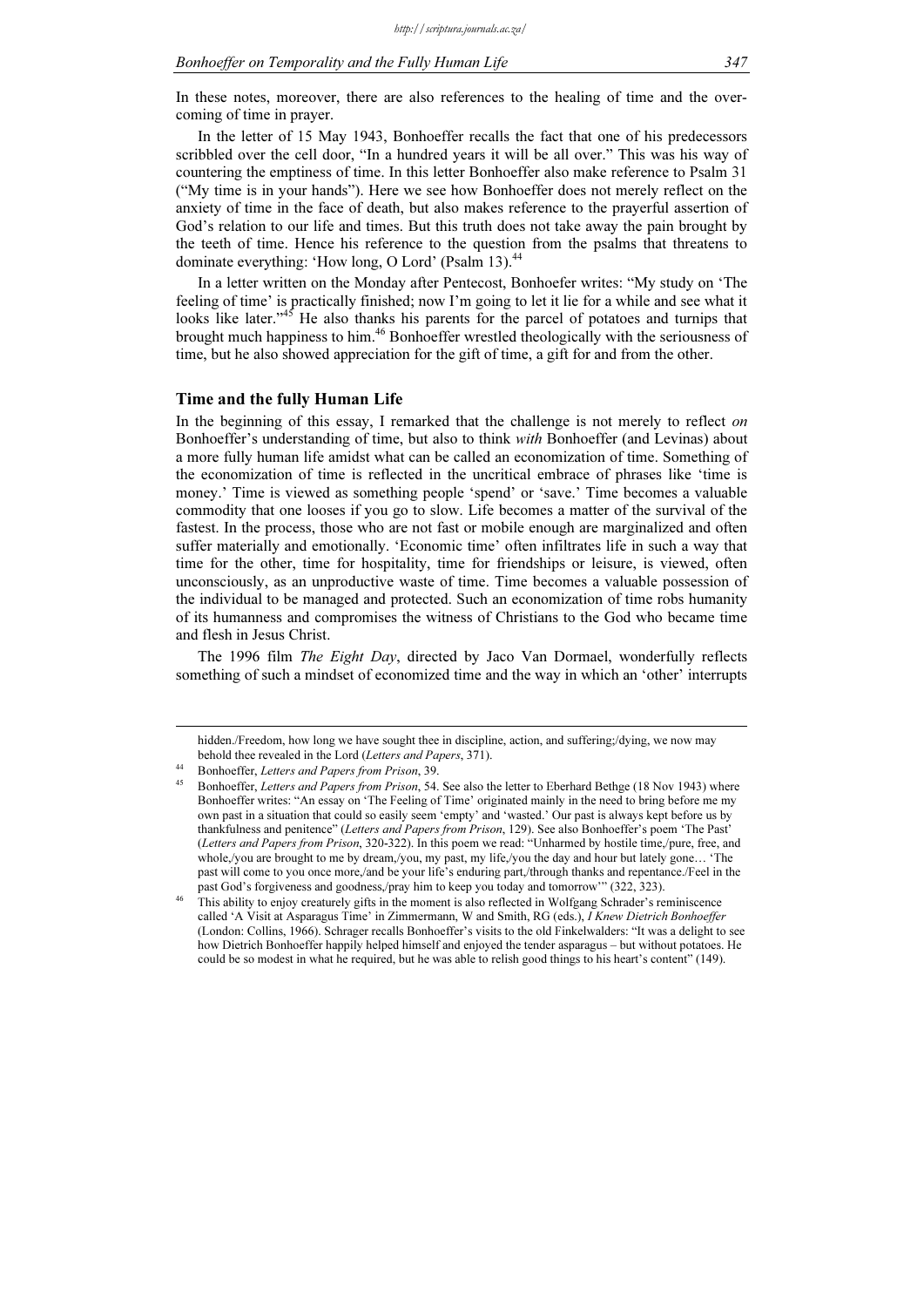In these notes, moreover, there are also references to the healing of time and the overcoming of time in prayer.

In the letter of 15 May 1943, Bonhoeffer recalls the fact that one of his predecessors scribbled over the cell door, "In a hundred years it will be all over." This was his way of countering the emptiness of time. In this letter Bonhoeffer also make reference to Psalm 31 ("My time is in your hands"). Here we see how Bonhoeffer does not merely reflect on the anxiety of time in the face of death, but also makes reference to the prayerful assertion of God's relation to our life and times. But this truth does not take away the pain brought by the teeth of time. Hence his reference to the question from the psalms that threatens to dominate everything: 'How long, O Lord' (Psalm 13).[44]

In a letter written on the Monday after Pentecost, Bonhoefer writes: "My study on 'The feeling of time' is practically finished; now I'm going to let it lie for a while and see what it looks like later."[45] He also thanks his parents for the parcel of potatoes and turnips that brought much happiness to him.[46] Bonhoeffer wrestled theologically with the seriousness of time, but he also showed appreciation for the gift of time, a gift for and from the other.

## Time and the fully Human Life

In the beginning of this essay, I remarked that the challenge is not merely to reflect *on* Bonhoeffer's understanding of time, but also to think *with* Bonhoeffer (and Levinas) about a more fully human life amidst what can be called an economization of time. Something of the economization of time is reflected in the uncritical embrace of phrases like 'time is money.' Time is viewed as something people 'spend' or 'save.' Time becomes a valuable commodity that one looses if you go to slow. Life becomes a matter of the survival of the fastest. In the process, those who are not fast or mobile enough are marginalized and often suffer materially and emotionally. 'Economic time' often infiltrates life in such a way that time for the other, time for hospitality, time for friendships or leisure, is viewed, often unconsciously, as an unproductive waste of time. Time becomes a valuable possession of the individual to be managed and protected. Such an economization of time robs humanity of its humanness and compromises the witness of Christians to the God who became time and flesh in Jesus Christ.

The 1996 film *The Eight Day*, directed by Jaco Van Dormael, wonderfully reflects something of such a mindset of economized time and the way in which an 'other' interrupts

---

hidden./Freedom, how long we have sought thee in discipline, action, and suffering;/dying, we now may behold thee revealed in the Lord (*Letters and Papers*, 371).

[44] Bonhoeffer, *Letters and Papers from Prison*, 39.

[45] Bonhoeffer, *Letters and Papers from Prison*, 54. See also the letter to Eberhard Bethge (18 Nov 1943) where Bonhoeffer writes: "An essay on 'The Feeling of Time' originated mainly in the need to bring before me my own past in a situation that could so easily seem 'empty' and 'wasted.' Our past is always kept before us by thankfulness and penitence" (*Letters and Papers from Prison*, 129). See also Bonhoeffer's poem 'The Past' (*Letters and Papers from Prison*, 320-322). In this poem we read: "Unharmed by hostile time,/pure, free, and whole,/you are brought to me by dream,/you, my past, my life,/you the day and hour but lately gone… 'The past will come to you once more,/and be your life's enduring part,/through thanks and repentance./Feel in the past God's forgiveness and goodness,/pray him to keep you today and tomorrow'" (322, 323).

[46] This ability to enjoy creaturely gifts in the moment is also reflected in Wolfgang Schrader's reminiscence called 'A Visit at Asparagus Time' in Zimmermann, W and Smith, RG (eds.), *I Knew Dietrich Bonhoeffer* (London: Collins, 1966). Schrager recalls Bonhoeffer's visits to the old Finkelwalders: "It was a delight to see how Dietrich Bonhoeffer happily helped himself and enjoyed the tender asparagus – but without potatoes. He could be so modest in what he required, but he was able to relish good things to his heart's content" (149).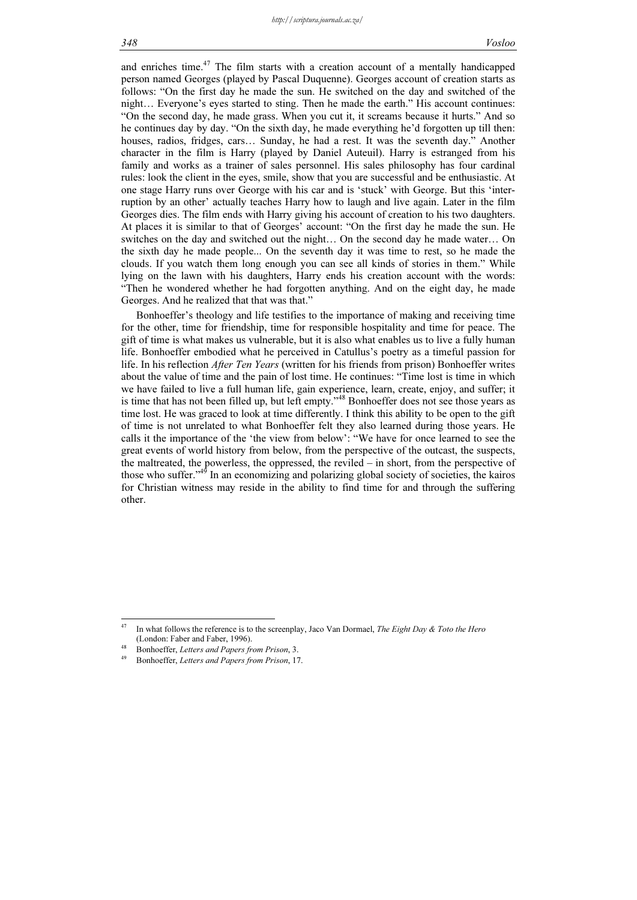and enriches time.[47] The film starts with a creation account of a mentally handicapped person named Georges (played by Pascal Duquenne). Georges account of creation starts as follows: "On the first day he made the sun. He switched on the day and switched of the night… Everyone's eyes started to sting. Then he made the earth." His account continues: "On the second day, he made grass. When you cut it, it screams because it hurts." And so he continues day by day. "On the sixth day, he made everything he'd forgotten up till then: houses, radios, fridges, cars… Sunday, he had a rest. It was the seventh day." Another character in the film is Harry (played by Daniel Auteuil). Harry is estranged from his family and works as a trainer of sales personnel. His sales philosophy has four cardinal rules: look the client in the eyes, smile, show that you are successful and be enthusiastic. At one stage Harry runs over George with his car and is 'stuck' with George. But this 'interruption by an other' actually teaches Harry how to laugh and live again. Later in the film Georges dies. The film ends with Harry giving his account of creation to his two daughters. At places it is similar to that of Georges' account: "On the first day he made the sun. He switches on the day and switched out the night… On the second day he made water… On the sixth day he made people... On the seventh day it was time to rest, so he made the clouds. If you watch them long enough you can see all kinds of stories in them." While lying on the lawn with his daughters, Harry ends his creation account with the words: "Then he wondered whether he had forgotten anything. And on the eight day, he made Georges. And he realized that that was that."

Bonhoeffer's theology and life testifies to the importance of making and receiving time for the other, time for friendship, time for responsible hospitality and time for peace. The gift of time is what makes us vulnerable, but it is also what enables us to live a fully human life. Bonhoeffer embodied what he perceived in Catullus's poetry as a timeful passion for life. In his reflection *After Ten Years* (written for his friends from prison) Bonhoeffer writes about the value of time and the pain of lost time. He continues: "Time lost is time in which we have failed to live a full human life, gain experience, learn, create, enjoy, and suffer; it is time that has not been filled up, but left empty."[48] Bonhoeffer does not see those years as time lost. He was graced to look at time differently. I think this ability to be open to the gift of time is not unrelated to what Bonhoeffer felt they also learned during those years. He calls it the importance of the 'the view from below': "We have for once learned to see the great events of world history from below, from the perspective of the outcast, the suspects, the maltreated, the powerless, the oppressed, the reviled – in short, from the perspective of those who suffer."[49] In an economizing and polarizing global society of societies, the kairos for Christian witness may reside in the ability to find time for and through the suffering other.

---

[47] In what follows the reference is to the screenplay, Jaco Van Dormael, *The Eight Day & Toto the Hero* (London: Faber and Faber, 1996).

[48] Bonhoeffer, *Letters and Papers from Prison*, 3.

[49] Bonhoeffer, *Letters and Papers from Prison*, 17.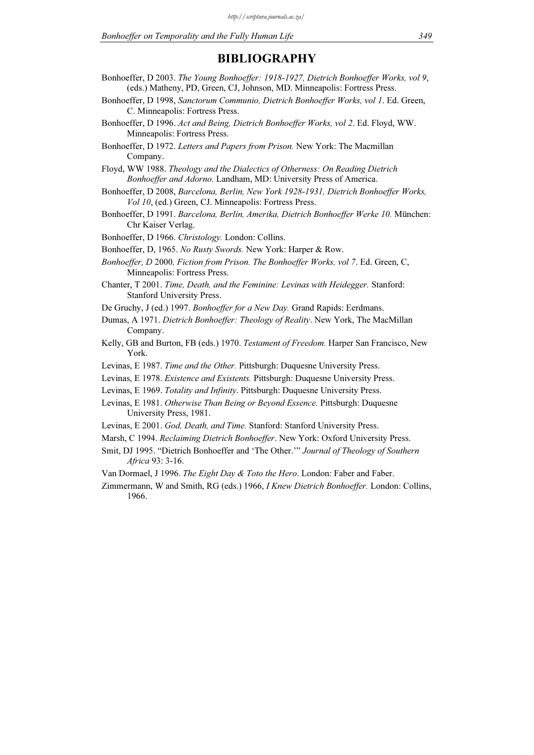# BIBLIOGRAPHY

Bonhoeffer, D 2003. *The Young Bonhoeffer: 1918-1927, Dietrich Bonhoeffer Works, vol 9*, (eds.) Matheny, PD, Green, CJ, Johnson, MD. Minneapolis: Fortress Press.

Bonhoeffer, D 1998, *Sanctorum Communio, Dietrich Bonhoeffer Works, vol 1*. Ed. Green, C. Minneapolis: Fortress Press.

Bonhoeffer, D 1996. *Act and Being, Dietrich Bonhoeffer Works, vol 2*. Ed. Floyd, WW. Minneapolis: Fortress Press.

Bonhoeffer, D 1972. *Letters and Papers from Prison.* New York: The Macmillan Company.

Floyd, WW 1988. *Theology and the Dialectics of Otherness: On Reading Dietrich Bonhoeffer and Adorno.* Landham, MD: University Press of America.

Bonhoeffer, D 2008, *Barcelona, Berlin, New York 1928-1931, Dietrich Bonhoeffer Works, Vol 10*, (ed.) Green, CJ. Minneapolis: Fortress Press.

Bonhoeffer, D 1991. *Barcelona, Berlin, Amerika, Dietrich Bonhoeffer Werke 10.* München: Chr Kaiser Verlag.

Bonhoeffer, D 1966. *Christology.* London: Collins.

Bonhoeffer, D, 1965. *No Rusty Swords.* New York: Harper & Row.

*Bonhoeffer, D* 2000*, Fiction from Prison. The Bonhoeffer Works, vol 7*. Ed. Green, C, Minneapolis: Fortress Press.

Chanter, T 2001. *Time, Death, and the Feminine: Levinas with Heidegger.* Stanford: Stanford University Press.

De Gruchy, J (ed.) 1997. *Bonhoeffer for a New Day.* Grand Rapids: Eerdmans.

Dumas, A 1971. *Dietrich Bonhoeffer: Theology of Reality*. New York, The MacMillan Company.

Kelly, GB and Burton, FB (eds.) 1970. *Testament of Freedom.* Harper San Francisco, New York.

Levinas, E 1987. *Time and the Other.* Pittsburgh: Duquesne University Press.

Levinas, E 1978. *Existence and Existents.* Pittsburgh: Duquesne University Press.

Levinas, E 1969. *Totality and Infinity*. Pittsburgh: Duquesne University Press.

Levinas, E 1981. *Otherwise Than Being or Beyond Essence.* Pittsburgh: Duquesne University Press, 1981.

Levinas, E 2001. *God, Death, and Time.* Stanford: Stanford University Press.

Marsh, C 1994. *Reclaiming Dietrich Bonhoeffer*. New York: Oxford University Press.

Smit, DJ 1995. "Dietrich Bonhoeffer and 'The Other.'" *Journal of Theology of Southern Africa* 93: 3-16.

Van Dormael, J 1996. *The Eight Day & Toto the Hero*. London: Faber and Faber.

Zimmermann, W and Smith, RG (eds.) 1966, *I Knew Dietrich Bonhoeffer.* London: Collins, 1966.